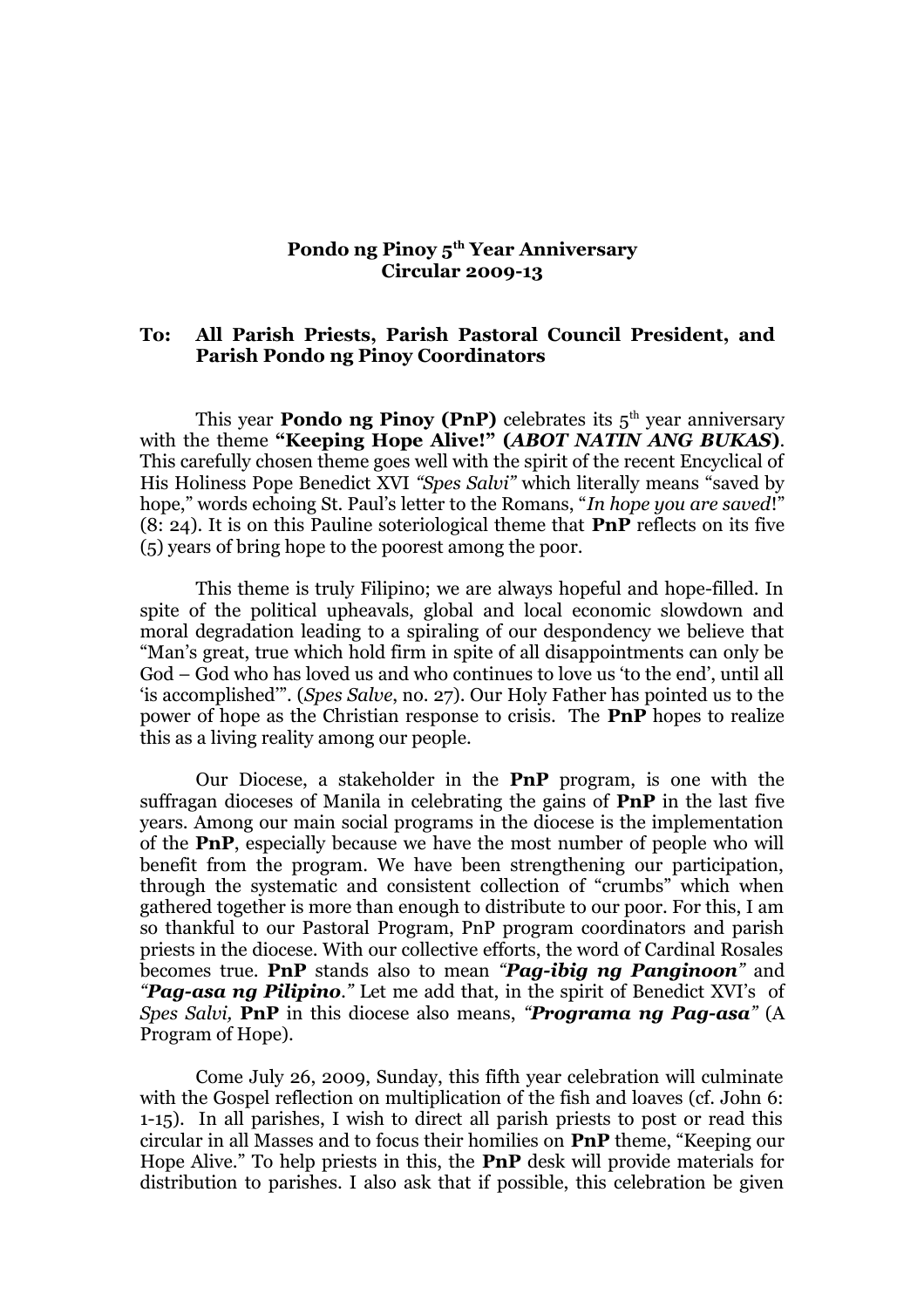**Pondo ng Pinoy 5th Year Anniversary**
**Circular 2009-13**

**To: All Parish Priests, Parish Pastoral Council President, and Parish Pondo ng Pinoy Coordinators**

This year **Pondo ng Pinoy (PnP)** celebrates its 5th year anniversary with the theme **"Keeping Hope Alive!" (*ABOT NATIN ANG BUKAS*)**. This carefully chosen theme goes well with the spirit of the recent Encyclical of His Holiness Pope Benedict XVI *"Spes Salvi"* which literally means "saved by hope," words echoing St. Paul's letter to the Romans, "*In hope you are saved*!" (8: 24). It is on this Pauline soteriological theme that **PnP** reflects on its five (5) years of bring hope to the poorest among the poor.

This theme is truly Filipino; we are always hopeful and hope-filled. In spite of the political upheavals, global and local economic slowdown and moral degradation leading to a spiraling of our despondency we believe that "Man's great, true which hold firm in spite of all disappointments can only be God – God who has loved us and who continues to love us 'to the end', until all 'is accomplished'". (*Spes Salve*, no. 27). Our Holy Father has pointed us to the power of hope as the Christian response to crisis. The **PnP** hopes to realize this as a living reality among our people.

Our Diocese, a stakeholder in the **PnP** program, is one with the suffragan dioceses of Manila in celebrating the gains of **PnP** in the last five years. Among our main social programs in the diocese is the implementation of the **PnP**, especially because we have the most number of people who will benefit from the program. We have been strengthening our participation, through the systematic and consistent collection of "crumbs" which when gathered together is more than enough to distribute to our poor. For this, I am so thankful to our Pastoral Program, PnP program coordinators and parish priests in the diocese. With our collective efforts, the word of Cardinal Rosales becomes true. **PnP** stands also to mean *"**Pag-ibig ng Panginoon**"* and *"**Pag-asa ng Pilipino**."* Let me add that, in the spirit of Benedict XVI's of *Spes Salvi,* **PnP** in this diocese also means, *"**Programa ng Pag-asa**"* (A Program of Hope).

Come July 26, 2009, Sunday, this fifth year celebration will culminate with the Gospel reflection on multiplication of the fish and loaves (cf. John 6: 1-15). In all parishes, I wish to direct all parish priests to post or read this circular in all Masses and to focus their homilies on **PnP** theme, "Keeping our Hope Alive." To help priests in this, the **PnP** desk will provide materials for distribution to parishes. I also ask that if possible, this celebration be given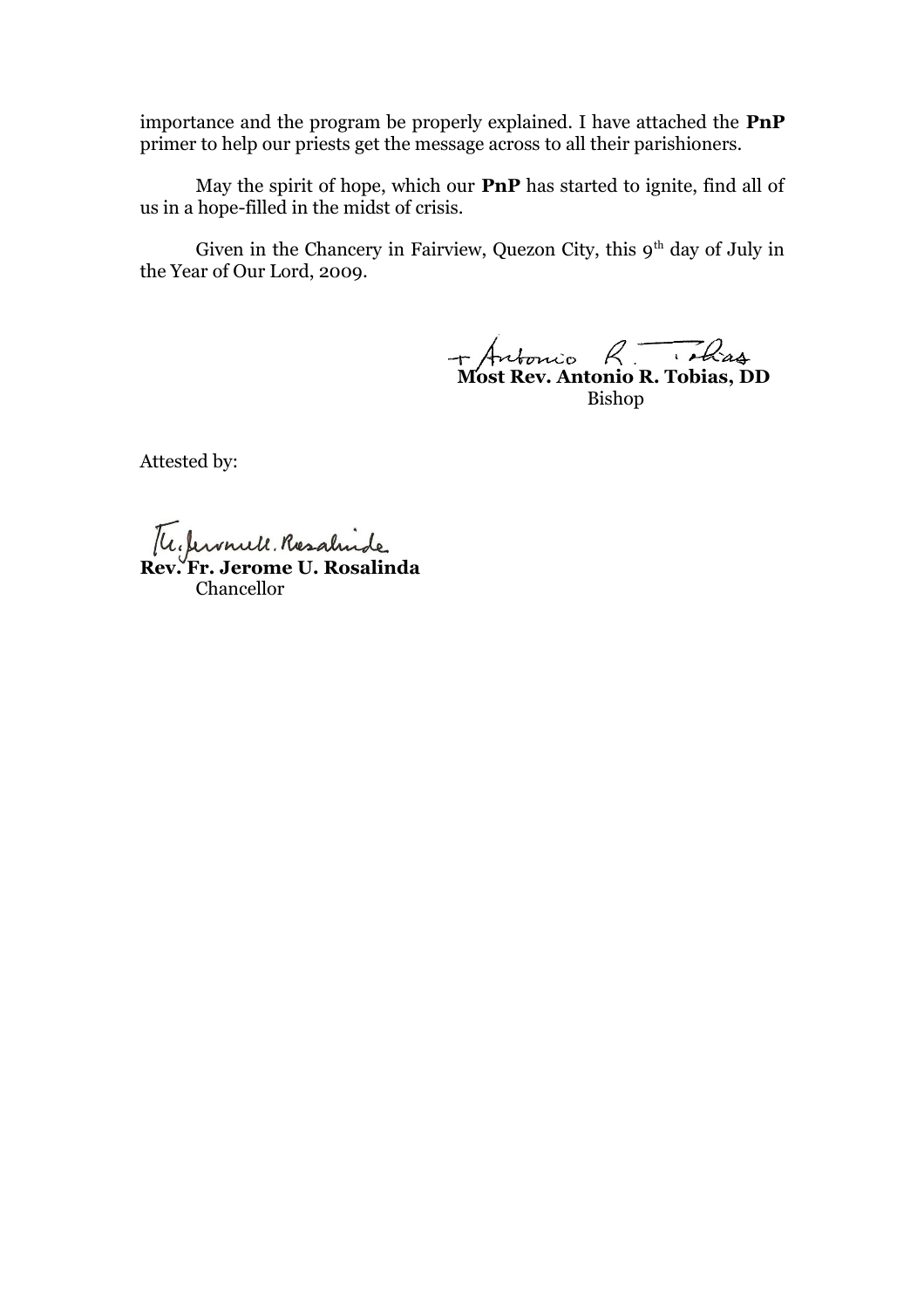importance and the program be properly explained. I have attached the **PnP** primer to help our priests get the message across to all their parishioners.

May the spirit of hope, which our **PnP** has started to ignite, find all of us in a hope-filled in the midst of crisis.

Given in the Chancery in Fairview, Quezon City, this 9th day of July in the Year of Our Lord, 2009.

**Most Rev. Antonio R. Tobias, DD**
Bishop

Attested by:

**Rev. Fr. Jerome U. Rosalinda**
Chancellor